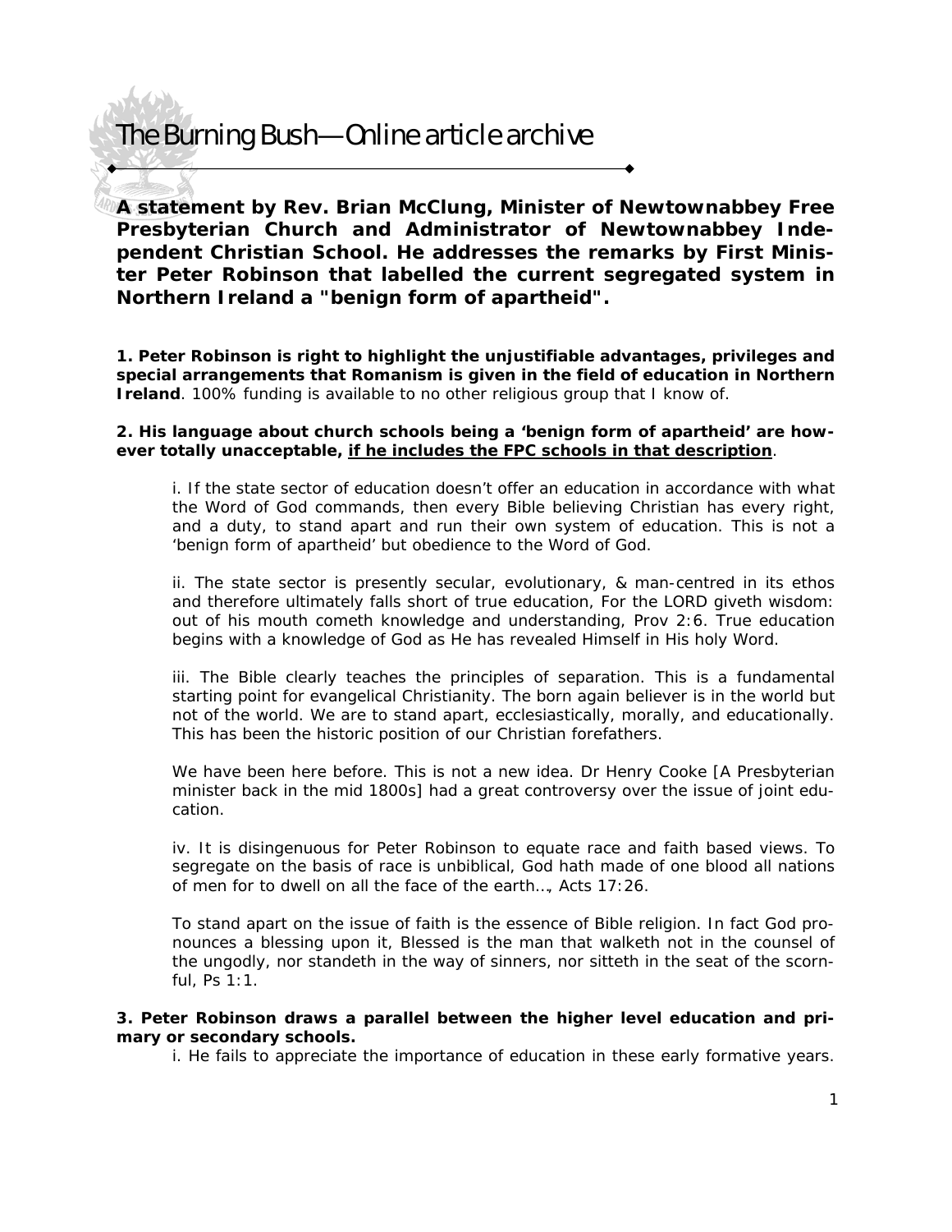# The Burning Bush—Online article archive

**A statement by Rev. Brian McClung, Minister of Newtownabbey Free Presbyterian Church and Administrator of Newtownabbey Independent Christian School. He addresses the remarks by First Minister Peter Robinson that labelled the current segregated system in Northern Ireland a "benign form of apartheid".**

**1. Peter Robinson is right to highlight the unjustifiable advantages, privileges and special arrangements that Romanism is given in the field of education in Northern Ireland**. 100% funding is available to no other religious group that I know of.

**2. His language about church schools being a 'benign form of apartheid' are however totally unacceptable, <u>if he includes the FPC schools in that description</u>**.

i. If the state sector of education doesn't offer an education in accordance with what the Word of God commands, then every Bible believing Christian has every right, and a duty, to stand apart and run their own system of education. This is not a 'benign form of apartheid' but obedience to the Word of God.

ii. The state sector is presently secular, evolutionary, & man-centred in its ethos and therefore ultimately falls short of true education, For the LORD giveth wisdom: out of his mouth cometh knowledge and understanding, Prov 2:6. True education begins with a knowledge of God as He has revealed Himself in His holy Word.

iii. The Bible clearly teaches the principles of separation. This is a fundamental starting point for evangelical Christianity. The born again believer is in the world but not of the world. We are to stand apart, ecclesiastically, morally, and educationally. This has been the historic position of our Christian forefathers.

We have been here before. This is not a new idea. Dr Henry Cooke [A Presbyterian minister back in the mid 1800s] had a great controversy over the issue of joint education.

iv. It is disingenuous for Peter Robinson to equate race and faith based views. To segregate on the basis of race is unbiblical, God hath made of one blood all nations of men for to dwell on all the face of the earth…, Acts 17:26.

To stand apart on the issue of faith is the essence of Bible religion. In fact God pronounces a blessing upon it, Blessed is the man that walketh not in the counsel of the ungodly, nor standeth in the way of sinners, nor sitteth in the seat of the scornful, Ps 1:1.

**3. Peter Robinson draws a parallel between the higher level education and primary or secondary schools.**

i. He fails to appreciate the importance of education in these early formative years.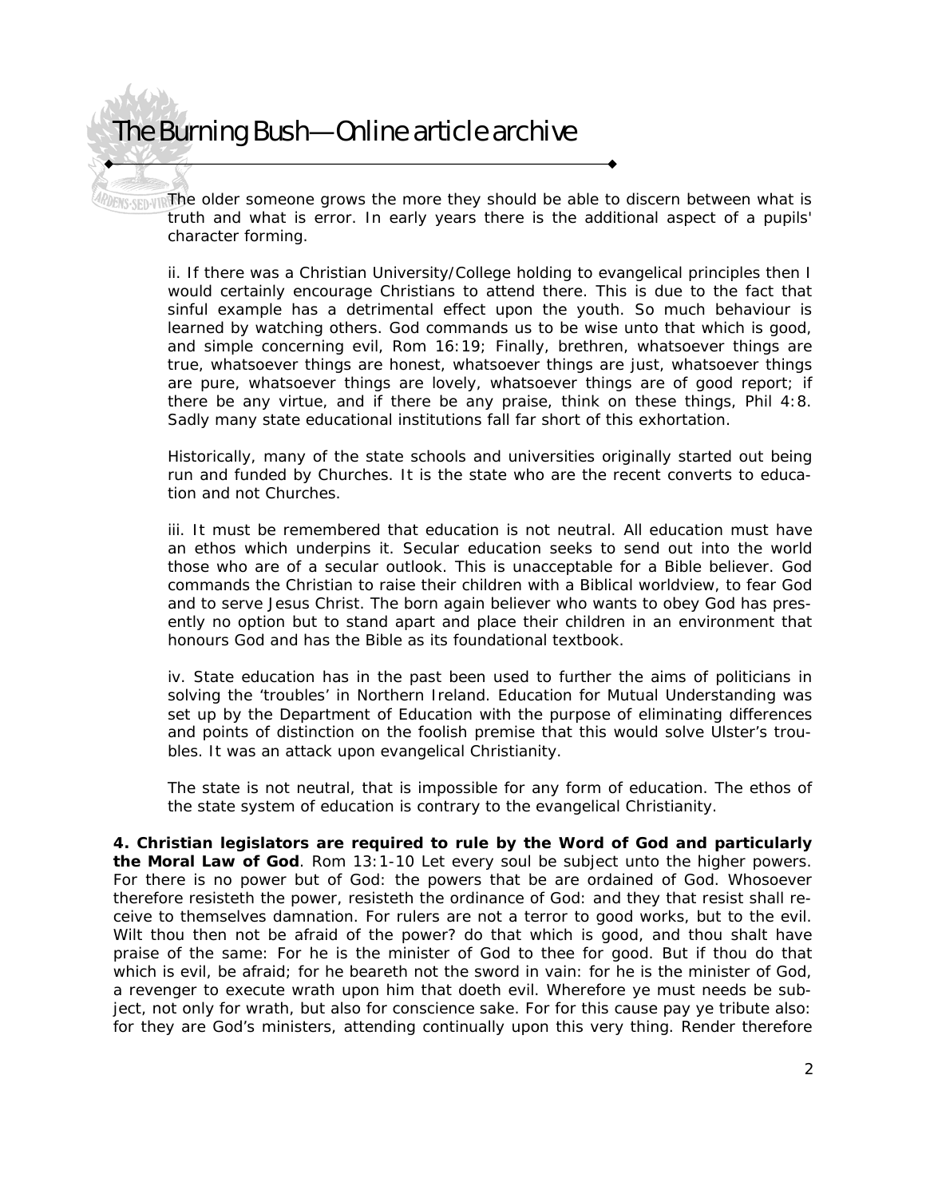The older someone grows the more they should be able to discern between what is truth and what is error. In early years there is the additional aspect of a pupils' character forming.

ii. If there was a Christian University/College holding to evangelical principles then I would certainly encourage Christians to attend there. This is due to the fact that sinful example has a detrimental effect upon the youth. So much behaviour is learned by watching others. God commands us to be wise unto that which is good, and simple concerning evil, Rom 16:19; Finally, brethren, whatsoever things are true, whatsoever things are honest, whatsoever things are just, whatsoever things are pure, whatsoever things are lovely, whatsoever things are of good report; if there be any virtue, and if there be any praise, think on these things, Phil 4:8. Sadly many state educational institutions fall far short of this exhortation.

Historically, many of the state schools and universities originally started out being run and funded by Churches. It is the state who are the recent converts to education and not Churches.

iii. It must be remembered that education is not neutral. All education must have an ethos which underpins it. Secular education seeks to send out into the world those who are of a secular outlook. This is unacceptable for a Bible believer. God commands the Christian to raise their children with a Biblical worldview, to fear God and to serve Jesus Christ. The born again believer who wants to obey God has presently no option but to stand apart and place their children in an environment that honours God and has the Bible as its foundational textbook.

iv. State education has in the past been used to further the aims of politicians in solving the 'troubles' in Northern Ireland. Education for Mutual Understanding was set up by the Department of Education with the purpose of eliminating differences and points of distinction on the foolish premise that this would solve Ulster's troubles. It was an attack upon evangelical Christianity.

The state is not neutral, that is impossible for any form of education. The ethos of the state system of education is contrary to the evangelical Christianity.

**4. Christian legislators are required to rule by the Word of God and particularly the Moral Law of God**. Rom 13:1-10 Let every soul be subject unto the higher powers. For there is no power but of God: the powers that be are ordained of God. Whosoever therefore resisteth the power, resisteth the ordinance of God: and they that resist shall receive to themselves damnation. For rulers are not a terror to good works, but to the evil. Wilt thou then not be afraid of the power? do that which is good, and thou shalt have praise of the same: For he is the minister of God to thee for good. But if thou do that which is evil, be afraid; for he beareth not the sword in vain: for he is the minister of God, a revenger to execute wrath upon him that doeth evil. Wherefore ye must needs be subject, not only for wrath, but also for conscience sake. For for this cause pay ye tribute also: for they are God's ministers, attending continually upon this very thing. Render therefore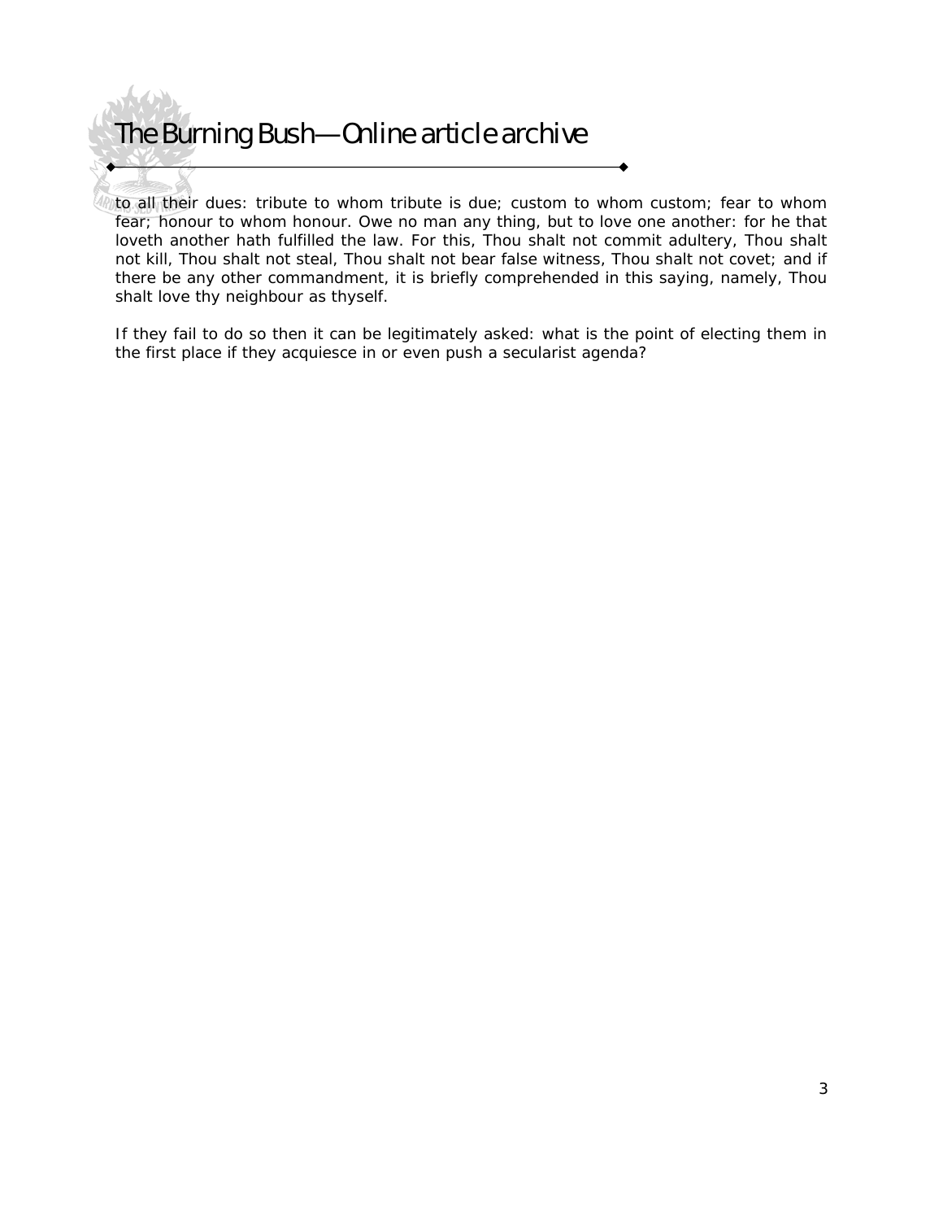to all their dues: tribute to whom tribute is due; custom to whom custom; fear to whom fear; honour to whom honour. Owe no man any thing, but to love one another: for he that loveth another hath fulfilled the law. For this, Thou shalt not commit adultery, Thou shalt not kill, Thou shalt not steal, Thou shalt not bear false witness, Thou shalt not covet; and if there be any other commandment, it is briefly comprehended in this saying, namely, Thou shalt love thy neighbour as thyself.

If they fail to do so then it can be legitimately asked: what is the point of electing them in the first place if they acquiesce in or even push a secularist agenda?